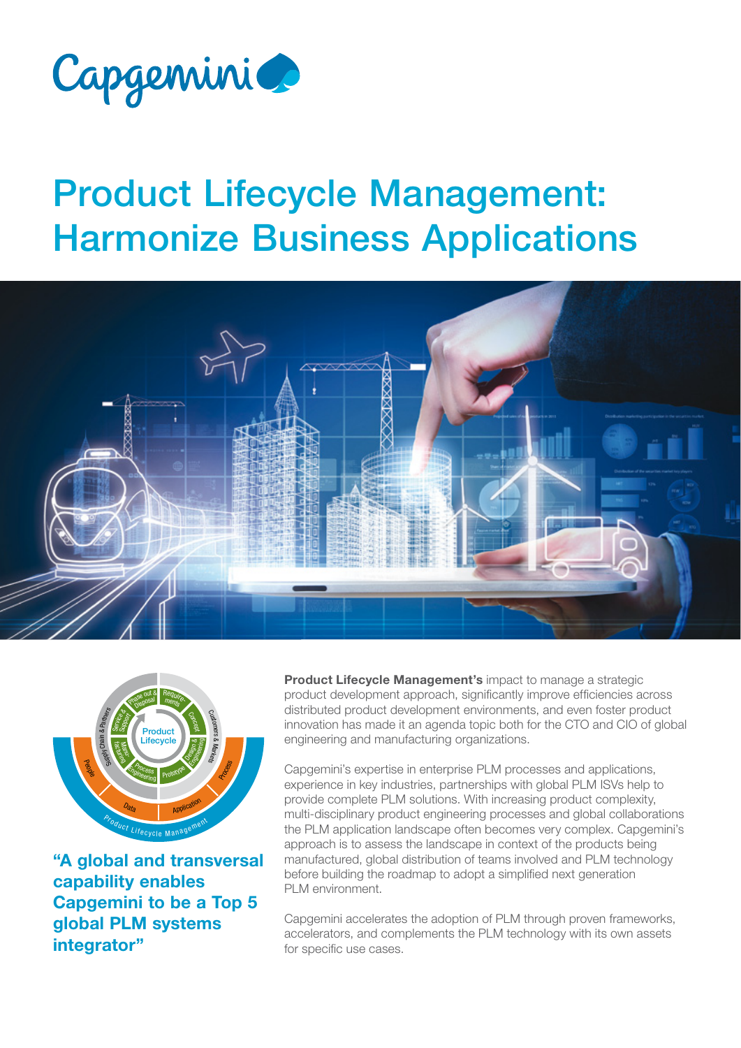# Product Lifecycle Management: Harmonize Business Applications

**"A global and transversal capability enables Capgemini to be a Top 5 global PLM systems integrator"**

**Product Lifecycle Management's** impact to manage a strategic product development approach, significantly improve efficiencies across distributed product development environments, and even foster product innovation has made it an agenda topic both for the CTO and CIO of global engineering and manufacturing organizations.

Capgemini's expertise in enterprise PLM processes and applications, experience in key industries, partnerships with global PLM ISVs help to provide complete PLM solutions. With increasing product complexity, multi-disciplinary product engineering processes and global collaborations the PLM application landscape often becomes very complex. Capgemini's approach is to assess the landscape in context of the products being manufactured, global distribution of teams involved and PLM technology before building the roadmap to adopt a simplified next generation PLM environment.

Capgemini accelerates the adoption of PLM through proven frameworks, accelerators, and complements the PLM technology with its own assets for specific use cases.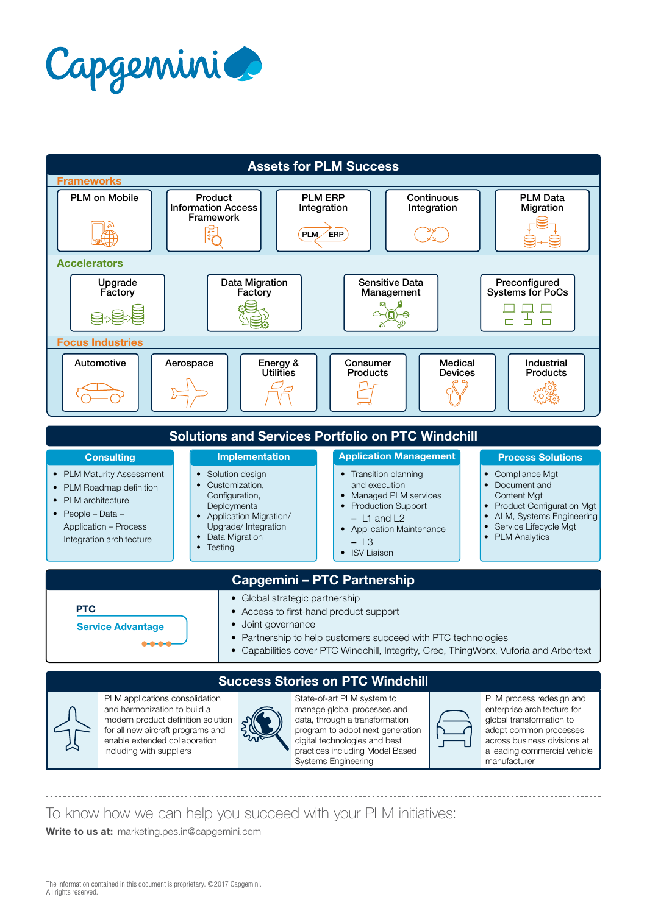Capgemini

# Assets for PLM Success

## Frameworks

- PLM on Mobile
- Product Information Access Framework
- PLM ERP Integration
- Continuous Integration
- PLM Data Migration

## Accelerators

- Upgrade Factory
- Data Migration Factory
- Sensitive Data Management
- Preconfigured Systems for PoCs

## Focus Industries

- Automotive
- Aerospace
- Energy & Utilities
- Consumer Products
- Medical Devices
- Industrial Products

# Solutions and Services Portfolio on PTC Windchill

### Consulting

- PLM Maturity Assessment
- PLM Roadmap definition
- PLM architecture
- People – Data – Application – Process Integration architecture

### Implementation

- Solution design
- Customization, Configuration, Deployments
- Application Migration/ Upgrade/ Integration
- Data Migration
- Testing

### Application Management

- Transition planning and execution
- Managed PLM services
- Production Support
  - L1 and L2
- Application Maintenance
  - L3
- ISV Liaison

### Process Solutions

- Compliance Mgt
- Document and Content Mgt
- Product Configuration Mgt
- ALM, Systems Engineering
- Service Lifecycle Mgt
- PLM Analytics

# Capgemini – PTC Partnership

**PTC**
**Service Advantage**

- Global strategic partnership
- Access to first-hand product support
- Joint governance
- Partnership to help customers succeed with PTC technologies
- Capabilities cover PTC Windchill, Integrity, Creo, ThingWorx, Vuforia and Arbortext

# Success Stories on PTC Windchill

PLM applications consolidation and harmonization to build a modern product definition solution for all new aircraft programs and enable extended collaboration including with suppliers

State-of-art PLM system to manage global processes and data, through a transformation program to adopt next generation digital technologies and best practices including Model Based Systems Engineering

PLM process redesign and enterprise architecture for global transformation to adopt common processes across business divisions at a leading commercial vehicle manufacturer

---

To know how we can help you succeed with your PLM initiatives:

**Write to us at:** marketing.pes.in@capgemini.com

---

The information contained in this document is proprietary. ©2017 Capgemini.
All rights reserved.